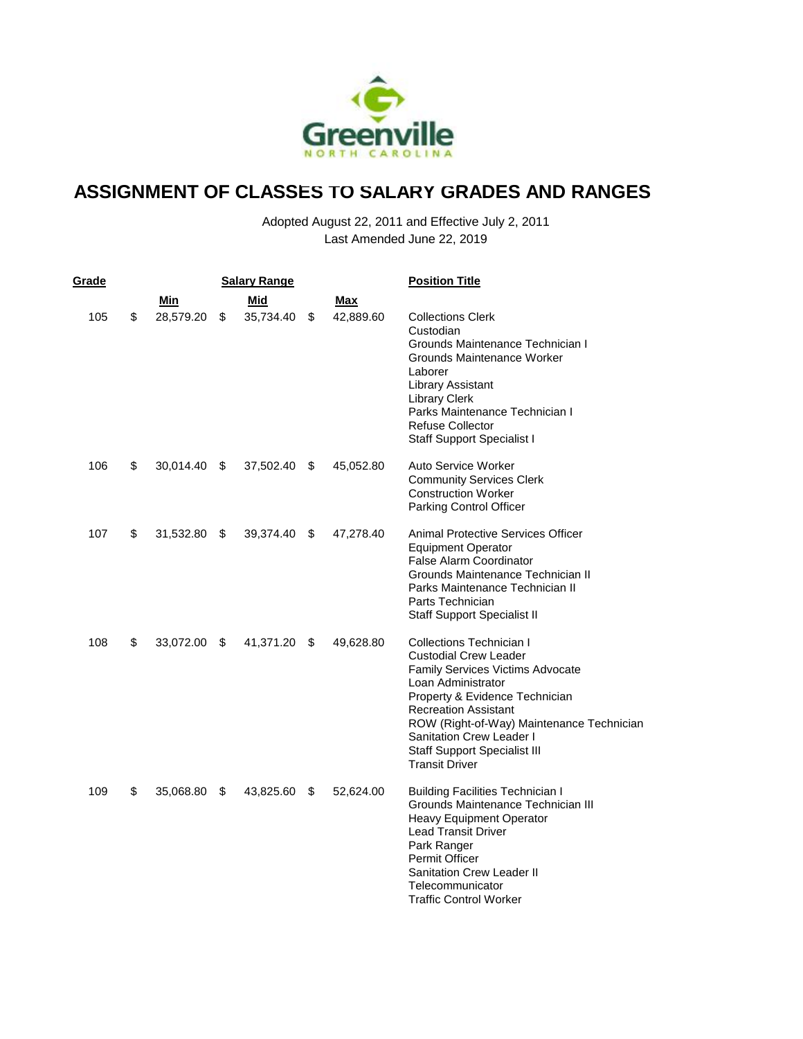Greenville
NORTH CAROLINA

# ASSIGNMENT OF CLASSES TO SALARY GRADES AND RANGES

Adopted August 22, 2011 and Effective July 2, 2011
Last Amended June 22, 2019

| Grade | Salary Range Min | Mid | Max | Position Title |
|---|---|---|---|---|
| 105 | $ 28,579.20 | $ 35,734.40 | $ 42,889.60 | Collections Clerk<br>Custodian<br>Grounds Maintenance Technician I<br>Grounds Maintenance Worker<br>Laborer<br>Library Assistant<br>Library Clerk<br>Parks Maintenance Technician I<br>Refuse Collector<br>Staff Support Specialist I |
| 106 | $ 30,014.40 | $ 37,502.40 | $ 45,052.80 | Auto Service Worker<br>Community Services Clerk<br>Construction Worker<br>Parking Control Officer |
| 107 | $ 31,532.80 | $ 39,374.40 | $ 47,278.40 | Animal Protective Services Officer<br>Equipment Operator<br>False Alarm Coordinator<br>Grounds Maintenance Technician II<br>Parks Maintenance Technician II<br>Parts Technician<br>Staff Support Specialist II |
| 108 | $ 33,072.00 | $ 41,371.20 | $ 49,628.80 | Collections Technician I<br>Custodial Crew Leader<br>Family Services Victims Advocate<br>Loan Administrator<br>Property & Evidence Technician<br>Recreation Assistant<br>ROW (Right-of-Way) Maintenance Technician<br>Sanitation Crew Leader I<br>Staff Support Specialist III<br>Transit Driver |
| 109 | $ 35,068.80 | $ 43,825.60 | $ 52,624.00 | Building Facilities Technician I<br>Grounds Maintenance Technician III<br>Heavy Equipment Operator<br>Lead Transit Driver<br>Park Ranger<br>Permit Officer<br>Sanitation Crew Leader II<br>Telecommunicator<br>Traffic Control Worker |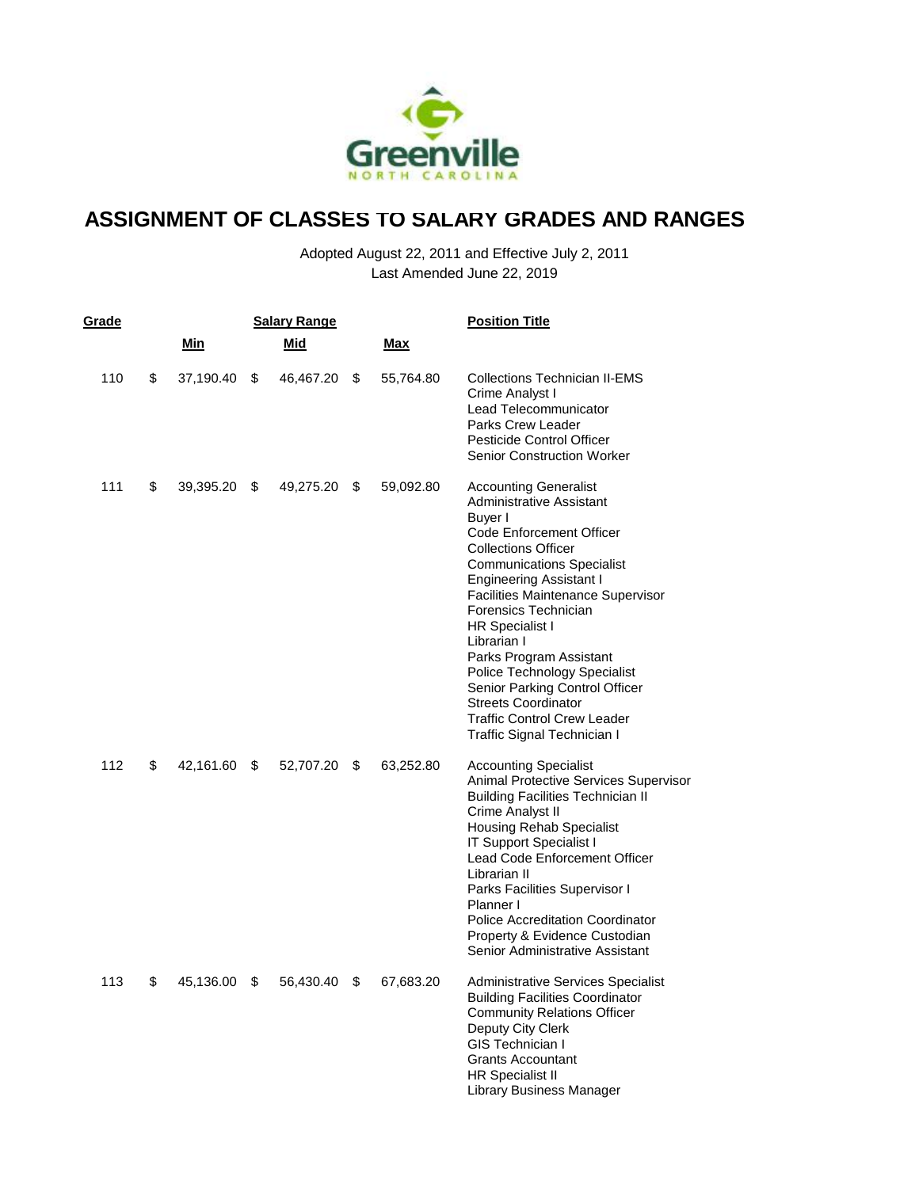# ASSIGNMENT OF CLASSES TO SALARY GRADES AND RANGES

Adopted August 22, 2011 and Effective July 2, 2011
Last Amended June 22, 2019

| Grade | Salary Range Min | Salary Range Mid | Salary Range Max | Position Title |
|---|---|---|---|---|
| 110 | $ 37,190.40 | $ 46,467.20 | $ 55,764.80 | Collections Technician II-EMS |
| | | | | Crime Analyst I |
| | | | | Lead Telecommunicator |
| | | | | Parks Crew Leader |
| | | | | Pesticide Control Officer |
| | | | | Senior Construction Worker |
| 111 | $ 39,395.20 | $ 49,275.20 | $ 59,092.80 | Accounting Generalist |
| | | | | Administrative Assistant |
| | | | | Buyer I |
| | | | | Code Enforcement Officer |
| | | | | Collections Officer |
| | | | | Communications Specialist |
| | | | | Engineering Assistant I |
| | | | | Facilities Maintenance Supervisor |
| | | | | Forensics Technician |
| | | | | HR Specialist I |
| | | | | Librarian I |
| | | | | Parks Program Assistant |
| | | | | Police Technology Specialist |
| | | | | Senior Parking Control Officer |
| | | | | Streets Coordinator |
| | | | | Traffic Control Crew Leader |
| | | | | Traffic Signal Technician I |
| 112 | $ 42,161.60 | $ 52,707.20 | $ 63,252.80 | Accounting Specialist |
| | | | | Animal Protective Services Supervisor |
| | | | | Building Facilities Technician II |
| | | | | Crime Analyst II |
| | | | | Housing Rehab Specialist |
| | | | | IT Support Specialist I |
| | | | | Lead Code Enforcement Officer |
| | | | | Librarian II |
| | | | | Parks Facilities Supervisor I |
| | | | | Planner I |
| | | | | Police Accreditation Coordinator |
| | | | | Property & Evidence Custodian |
| | | | | Senior Administrative Assistant |
| 113 | $ 45,136.00 | $ 56,430.40 | $ 67,683.20 | Administrative Services Specialist |
| | | | | Building Facilities Coordinator |
| | | | | Community Relations Officer |
| | | | | Deputy City Clerk |
| | | | | GIS Technician I |
| | | | | Grants Accountant |
| | | | | HR Specialist II |
| | | | | Library Business Manager |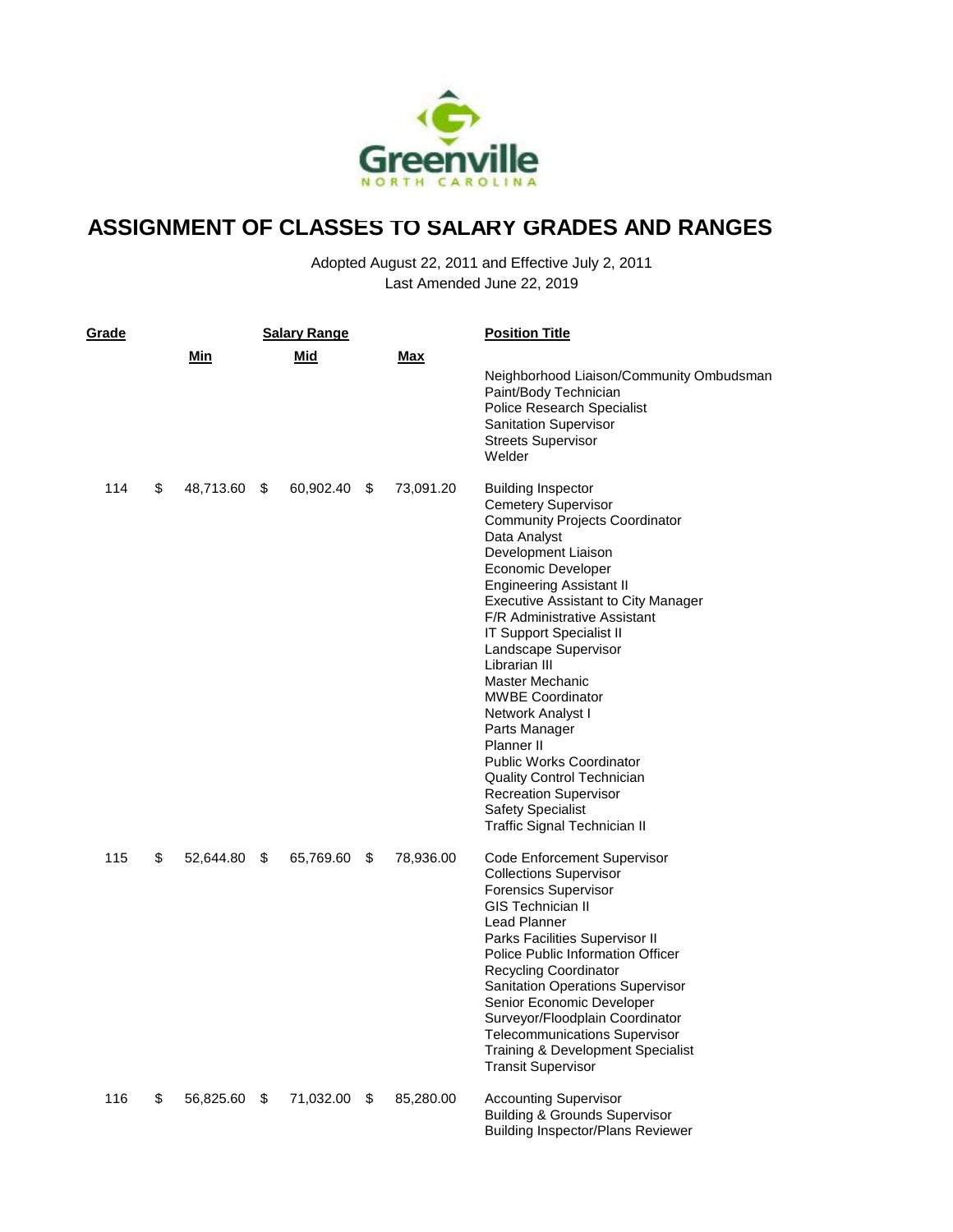# ASSIGNMENT OF CLASSES TO SALARY GRADES AND RANGES

Adopted August 22, 2011 and Effective July 2, 2011
Last Amended June 22, 2019

| Grade | Salary Range Min | Salary Range Mid | Salary Range Max | Position Title |
|---|---|---|---|---|
| | | | | Neighborhood Liaison/Community Ombudsman<br>Paint/Body Technician<br>Police Research Specialist<br>Sanitation Supervisor<br>Streets Supervisor<br>Welder |
| 114 | $ 48,713.60 | $ 60,902.40 | $ 73,091.20 | Building Inspector<br>Cemetery Supervisor<br>Community Projects Coordinator<br>Data Analyst<br>Development Liaison<br>Economic Developer<br>Engineering Assistant II<br>Executive Assistant to City Manager<br>F/R Administrative Assistant<br>IT Support Specialist II<br>Landscape Supervisor<br>Librarian III<br>Master Mechanic<br>MWBE Coordinator<br>Network Analyst I<br>Parts Manager<br>Planner II<br>Public Works Coordinator<br>Quality Control Technician<br>Recreation Supervisor<br>Safety Specialist<br>Traffic Signal Technician II |
| 115 | $ 52,644.80 | $ 65,769.60 | $ 78,936.00 | Code Enforcement Supervisor<br>Collections Supervisor<br>Forensics Supervisor<br>GIS Technician II<br>Lead Planner<br>Parks Facilities Supervisor II<br>Police Public Information Officer<br>Recycling Coordinator<br>Sanitation Operations Supervisor<br>Senior Economic Developer<br>Surveyor/Floodplain Coordinator<br>Telecommunications Supervisor<br>Training & Development Specialist<br>Transit Supervisor |
| 116 | $ 56,825.60 | $ 71,032.00 | $ 85,280.00 | Accounting Supervisor<br>Building & Grounds Supervisor<br>Building Inspector/Plans Reviewer |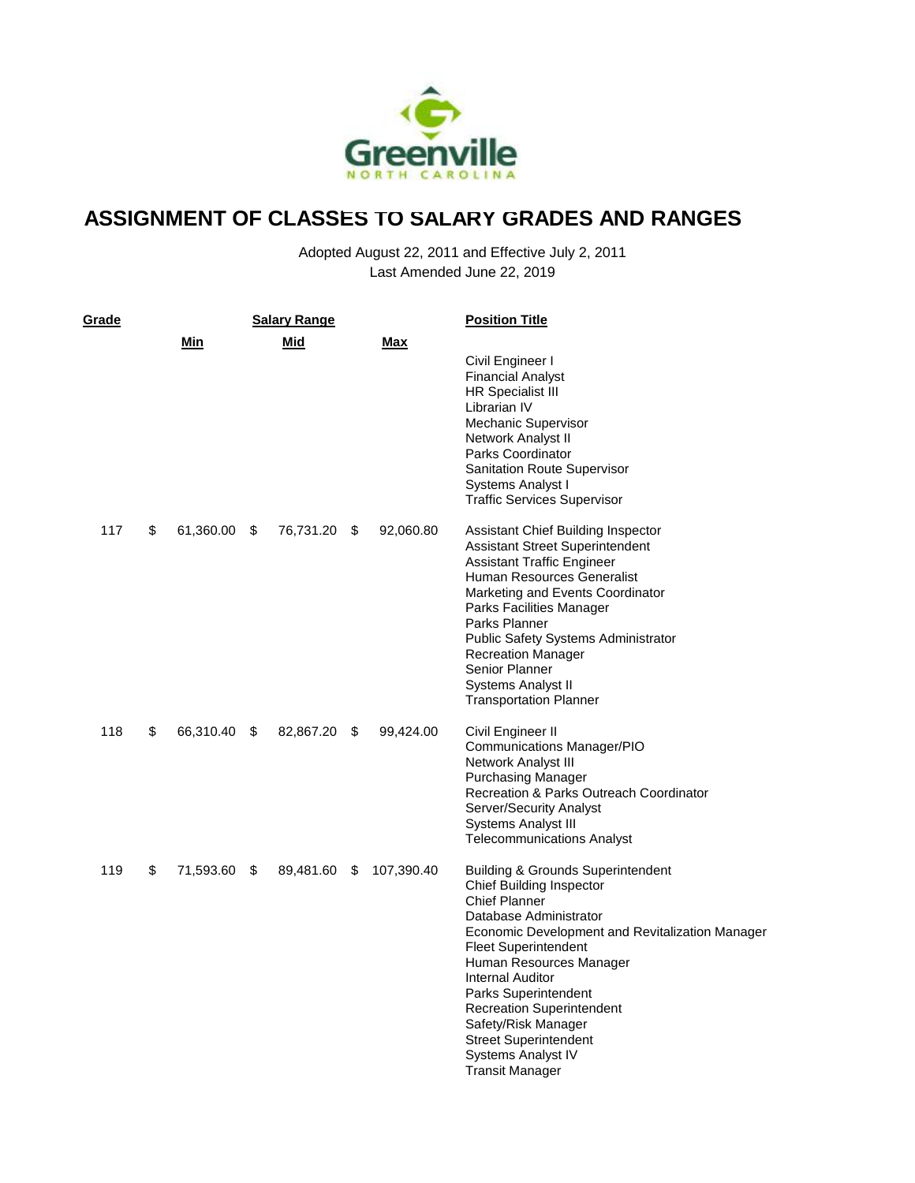# ASSIGNMENT OF CLASSES TO SALARY GRADES AND RANGES

Adopted August 22, 2011 and Effective July 2, 2011
Last Amended June 22, 2019

| Grade | Salary Range Min | Salary Range Mid | Salary Range Max | Position Title |
|---|---|---|---|---|
| | | | | Civil Engineer I<br>Financial Analyst<br>HR Specialist III<br>Librarian IV<br>Mechanic Supervisor<br>Network Analyst II<br>Parks Coordinator<br>Sanitation Route Supervisor<br>Systems Analyst I<br>Traffic Services Supervisor |
| 117 | $ 61,360.00 | $ 76,731.20 | $ 92,060.80 | Assistant Chief Building Inspector<br>Assistant Street Superintendent<br>Assistant Traffic Engineer<br>Human Resources Generalist<br>Marketing and Events Coordinator<br>Parks Facilities Manager<br>Parks Planner<br>Public Safety Systems Administrator<br>Recreation Manager<br>Senior Planner<br>Systems Analyst II<br>Transportation Planner |
| 118 | $ 66,310.40 | $ 82,867.20 | $ 99,424.00 | Civil Engineer II<br>Communications Manager/PIO<br>Network Analyst III<br>Purchasing Manager<br>Recreation & Parks Outreach Coordinator<br>Server/Security Analyst<br>Systems Analyst III<br>Telecommunications Analyst |
| 119 | $ 71,593.60 | $ 89,481.60 | $ 107,390.40 | Building & Grounds Superintendent<br>Chief Building Inspector<br>Chief Planner<br>Database Administrator<br>Economic Development and Revitalization Manager<br>Fleet Superintendent<br>Human Resources Manager<br>Internal Auditor<br>Parks Superintendent<br>Recreation Superintendent<br>Safety/Risk Manager<br>Street Superintendent<br>Systems Analyst IV<br>Transit Manager |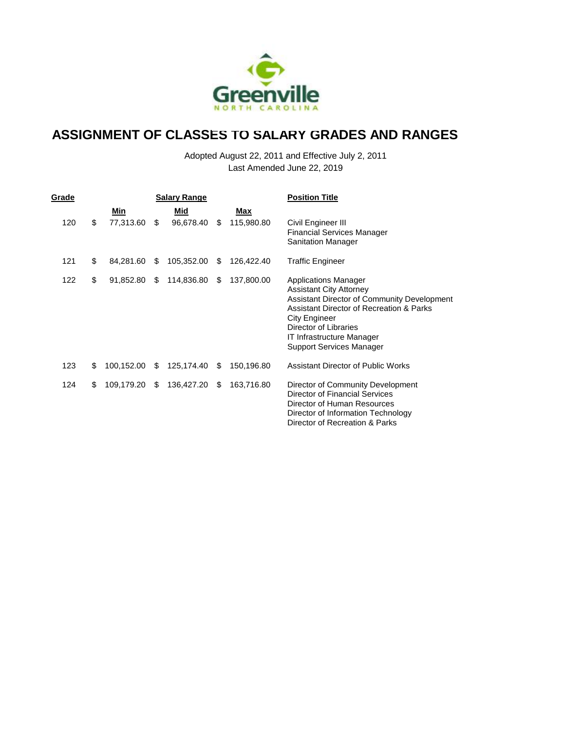# ASSIGNMENT OF CLASSES TO SALARY GRADES AND RANGES

Adopted August 22, 2011 and Effective July 2, 2011
Last Amended June 22, 2019

| Grade | Salary Range Min | Salary Range Mid | Salary Range Max | Position Title |
|---|---|---|---|---|
| 120 | $ 77,313.60 | $ 96,678.40 | $ 115,980.80 | Civil Engineer III<br>Financial Services Manager<br>Sanitation Manager |
| 121 | $ 84,281.60 | $ 105,352.00 | $ 126,422.40 | Traffic Engineer |
| 122 | $ 91,852.80 | $ 114,836.80 | $ 137,800.00 | Applications Manager<br>Assistant City Attorney<br>Assistant Director of Community Development<br>Assistant Director of Recreation & Parks<br>City Engineer<br>Director of Libraries<br>IT Infrastructure Manager<br>Support Services Manager |
| 123 | $ 100,152.00 | $ 125,174.40 | $ 150,196.80 | Assistant Director of Public Works |
| 124 | $ 109,179.20 | $ 136,427.20 | $ 163,716.80 | Director of Community Development<br>Director of Financial Services<br>Director of Human Resources<br>Director of Information Technology<br>Director of Recreation & Parks |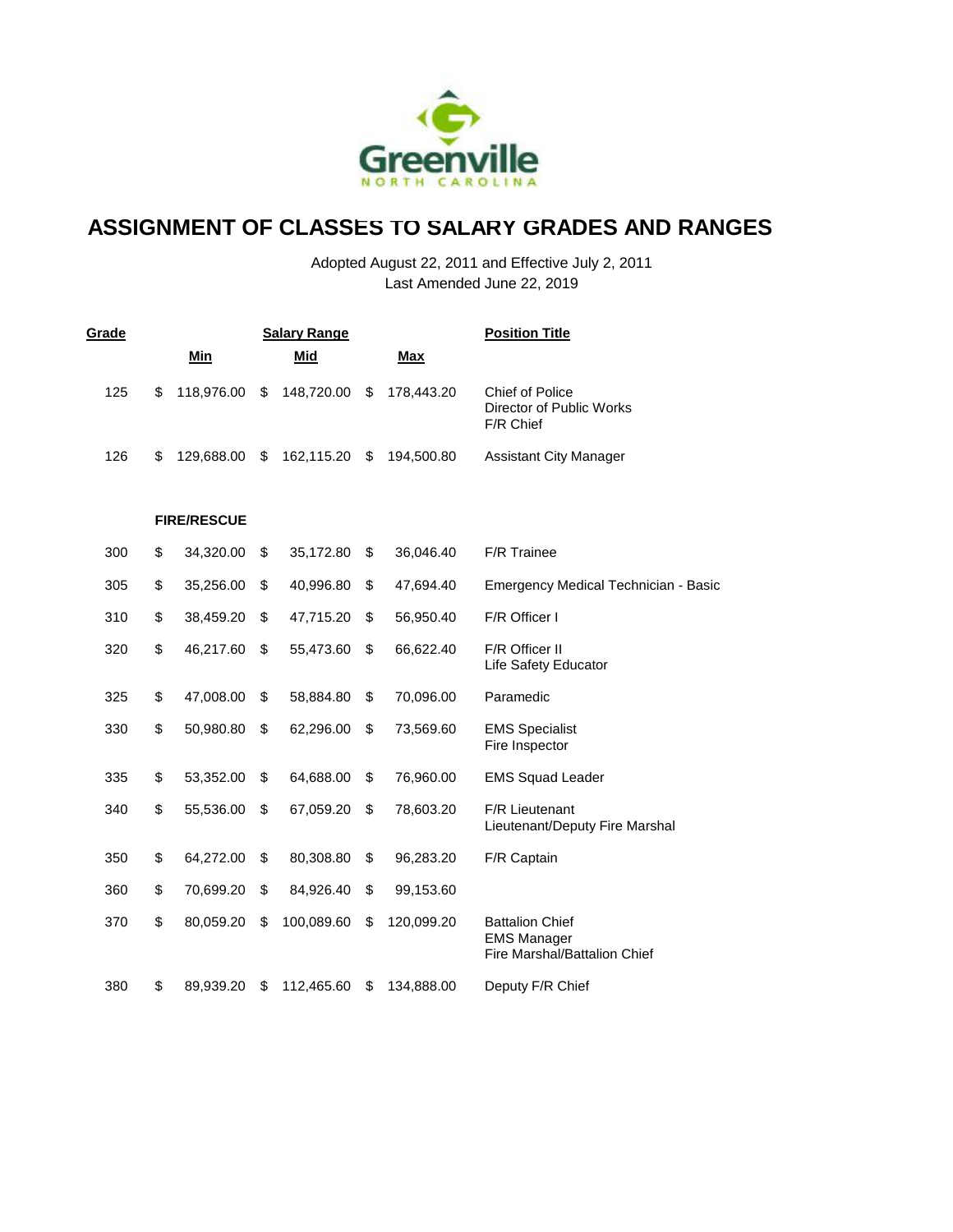Greenville
NORTH CAROLINA

# ASSIGNMENT OF CLASSES TO SALARY GRADES AND RANGES

Adopted August 22, 2011 and Effective July 2, 2011
Last Amended June 22, 2019

| Grade | Salary Range Min | Mid | Max | Position Title |
|---|---|---|---|---|
| 125 | $ 118,976.00 | $ 148,720.00 | $ 178,443.20 | Chief of Police<br>Director of Public Works<br>F/R Chief |
| 126 | $ 129,688.00 | $ 162,115.20 | $ 194,500.80 | Assistant City Manager |
| | **FIRE/RESCUE** | | | |
| 300 | $ 34,320.00 | $ 35,172.80 | $ 36,046.40 | F/R Trainee |
| 305 | $ 35,256.00 | $ 40,996.80 | $ 47,694.40 | Emergency Medical Technician - Basic |
| 310 | $ 38,459.20 | $ 47,715.20 | $ 56,950.40 | F/R Officer I |
| 320 | $ 46,217.60 | $ 55,473.60 | $ 66,622.40 | F/R Officer II<br>Life Safety Educator |
| 325 | $ 47,008.00 | $ 58,884.80 | $ 70,096.00 | Paramedic |
| 330 | $ 50,980.80 | $ 62,296.00 | $ 73,569.60 | EMS Specialist<br>Fire Inspector |
| 335 | $ 53,352.00 | $ 64,688.00 | $ 76,960.00 | EMS Squad Leader |
| 340 | $ 55,536.00 | $ 67,059.20 | $ 78,603.20 | F/R Lieutenant<br>Lieutenant/Deputy Fire Marshal |
| 350 | $ 64,272.00 | $ 80,308.80 | $ 96,283.20 | F/R Captain |
| 360 | $ 70,699.20 | $ 84,926.40 | $ 99,153.60 | |
| 370 | $ 80,059.20 | $ 100,089.60 | $ 120,099.20 | Battalion Chief<br>EMS Manager<br>Fire Marshal/Battalion Chief |
| 380 | $ 89,939.20 | $ 112,465.60 | $ 134,888.00 | Deputy F/R Chief |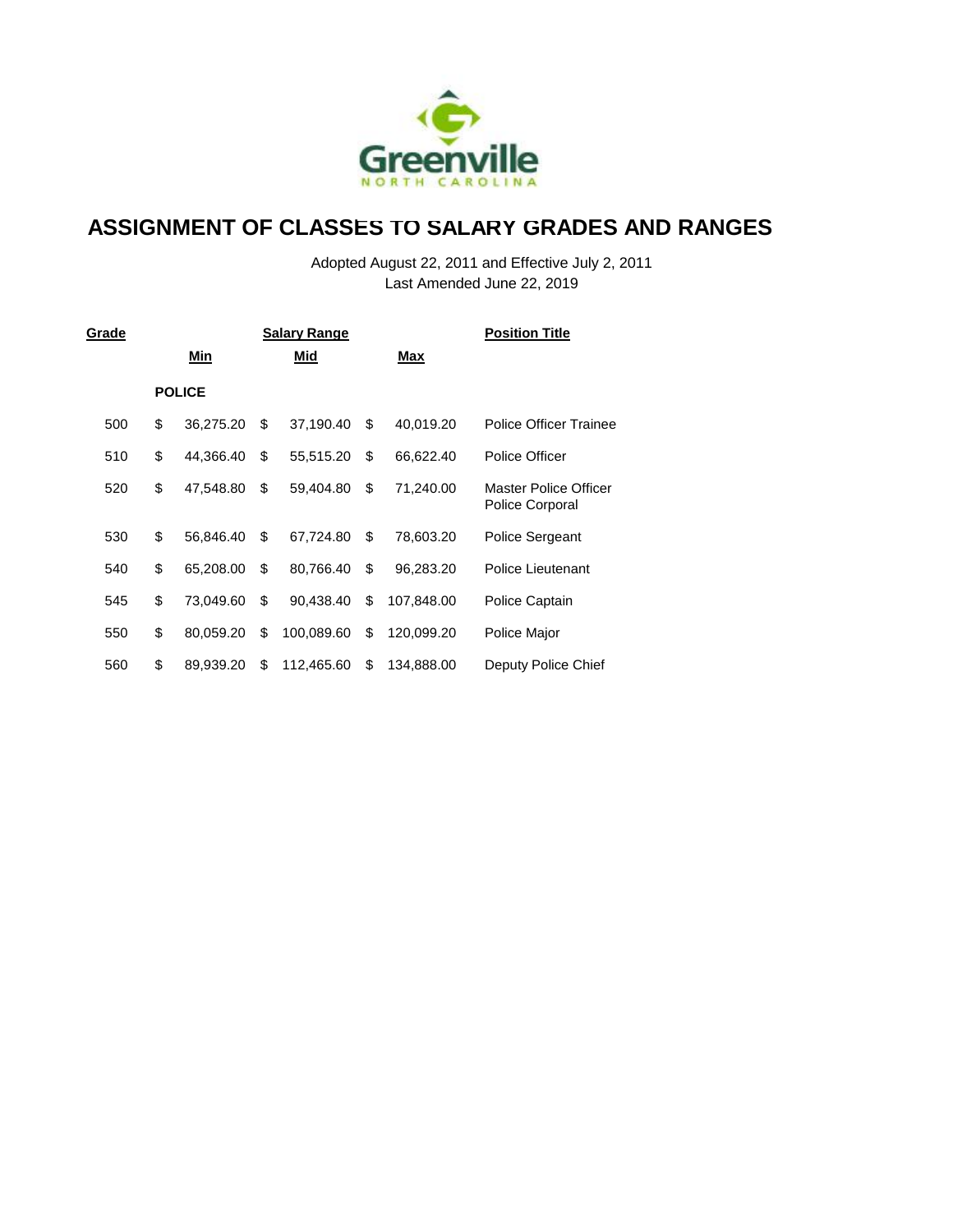# ASSIGNMENT OF CLASSES TO SALARY GRADES AND RANGES

Adopted August 22, 2011 and Effective July 2, 2011
Last Amended June 22, 2019

| Grade | Salary Range Min | Salary Range Mid | Salary Range Max | Position Title |
|---|---|---|---|---|
| | **POLICE** | | | |
| 500 | $ 36,275.20 | $ 37,190.40 | $ 40,019.20 | Police Officer Trainee |
| 510 | $ 44,366.40 | $ 55,515.20 | $ 66,622.40 | Police Officer |
| 520 | $ 47,548.80 | $ 59,404.80 | $ 71,240.00 | Master Police Officer<br>Police Corporal |
| 530 | $ 56,846.40 | $ 67,724.80 | $ 78,603.20 | Police Sergeant |
| 540 | $ 65,208.00 | $ 80,766.40 | $ 96,283.20 | Police Lieutenant |
| 545 | $ 73,049.60 | $ 90,438.40 | $ 107,848.00 | Police Captain |
| 550 | $ 80,059.20 | $ 100,089.60 | $ 120,099.20 | Police Major |
| 560 | $ 89,939.20 | $ 112,465.60 | $ 134,888.00 | Deputy Police Chief |